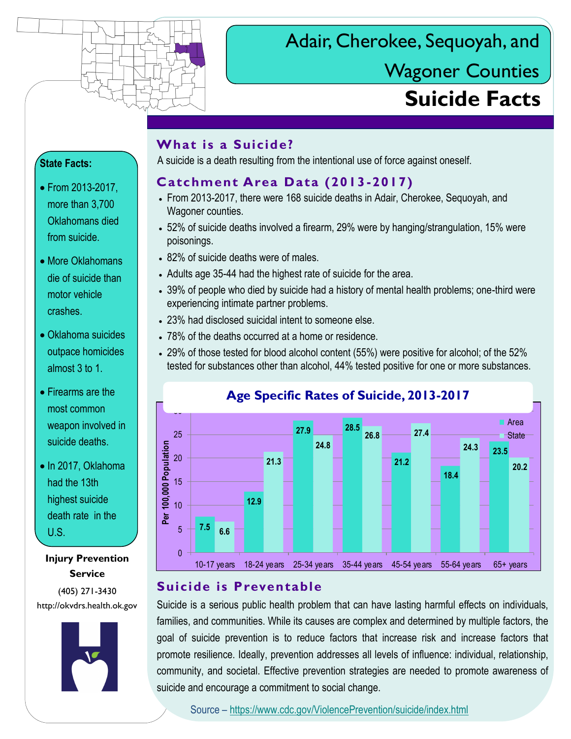# Adair, Cherokee, Sequoyah, and Wagoner Counties

# Suicide Facts

**State Facts:**

- From 2013-2017, more than 3,700 Oklahomans died from suicide.
- More Oklahomans die of suicide than motor vehicle crashes.
- Oklahoma suicides outpace homicides almost 3 to 1.
- Firearms are the most common weapon involved in suicide deaths.
- In 2017, Oklahoma had the 13th highest suicide death rate in the U.S.

**Injury Prevention Service**

(405) 271-3430

http://okvdrs.health.ok.gov

## What is a Suicide?

A suicide is a death resulting from the intentional use of force against oneself.

## Catchment Area Data (2013-2017)

- From 2013-2017, there were 168 suicide deaths in Adair, Cherokee, Sequoyah, and Wagoner counties.
- 52% of suicide deaths involved a firearm, 29% were by hanging/strangulation, 15% were poisonings.
- 82% of suicide deaths were of males.
- Adults age 35-44 had the highest rate of suicide for the area.
- 39% of people who died by suicide had a history of mental health problems; one-third were experiencing intimate partner problems.
- 23% had disclosed suicidal intent to someone else.
- 78% of the deaths occurred at a home or residence.
- 29% of those tested for blood alcohol content (55%) were positive for alcohol; of the 52% tested for substances other than alcohol, 44% tested positive for one or more substances.

**Age Specific Rates of Suicide, 2013-2017**

Per 100,000 Population

Area
State

10-17 years: 7.5, 6.6
18-24 years: 12.9, 21.3
25-34 years: 27.9, 24.8
35-44 years: 28.5, 26.8
45-54 years: 21.2, 27.4
55-64 years: 18.4, 24.3
65+ years: 23.5, 20.2

## Suicide is Preventable

Suicide is a serious public health problem that can have lasting harmful effects on individuals, families, and communities. While its causes are complex and determined by multiple factors, the goal of suicide prevention is to reduce factors that increase risk and increase factors that promote resilience. Ideally, prevention addresses all levels of influence: individual, relationship, community, and societal. Effective prevention strategies are needed to promote awareness of suicide and encourage a commitment to social change.

Source – https://www.cdc.gov/ViolencePrevention/suicide/index.html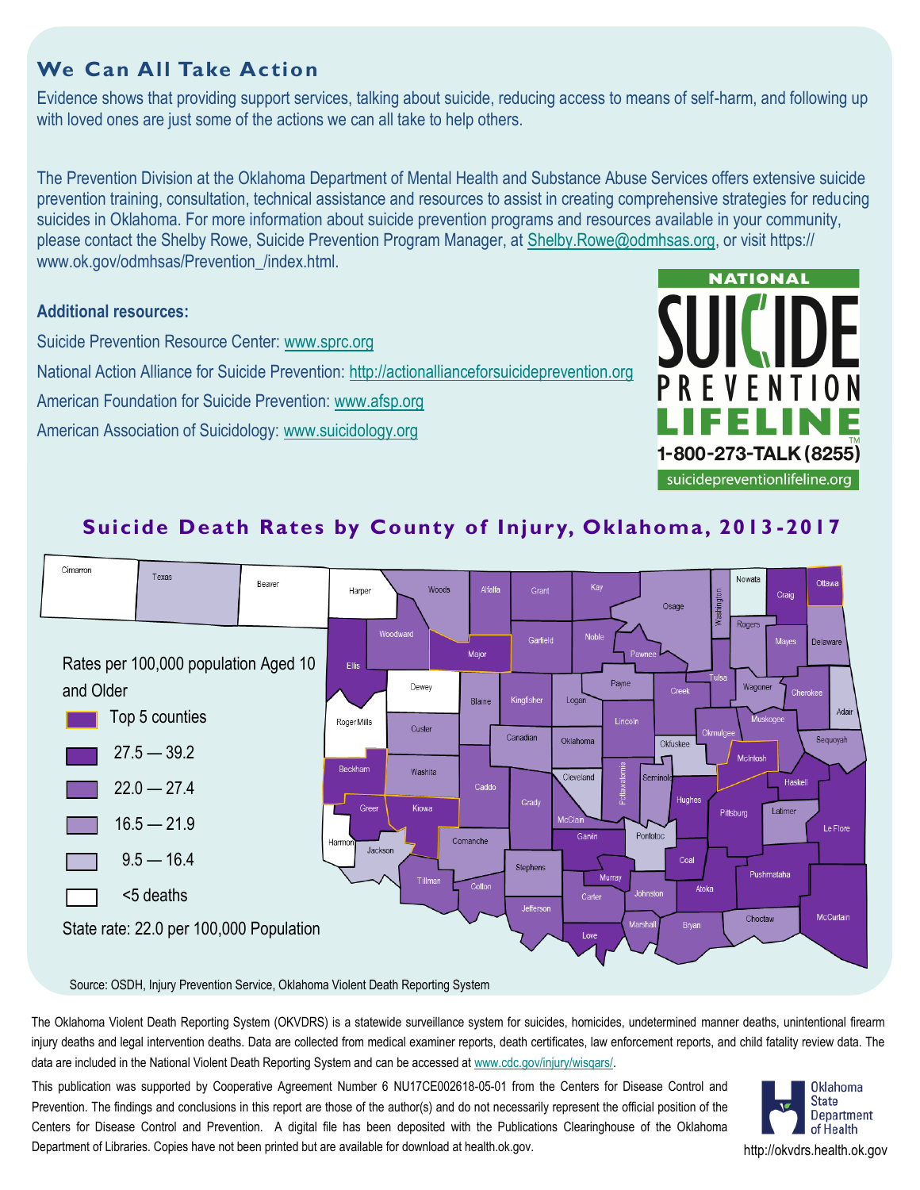## We Can All Take Action

Evidence shows that providing support services, talking about suicide, reducing access to means of self-harm, and following up with loved ones are just some of the actions we can all take to help others.

The Prevention Division at the Oklahoma Department of Mental Health and Substance Abuse Services offers extensive suicide prevention training, consultation, technical assistance and resources to assist in creating comprehensive strategies for reducing suicides in Oklahoma. For more information about suicide prevention programs and resources available in your community, please contact the Shelby Rowe, Suicide Prevention Program Manager, at Shelby.Rowe@odmhsas.org, or visit https://www.ok.gov/odmhsas/Prevention_/index.html.

**Additional resources:**

Suicide Prevention Resource Center: www.sprc.org

National Action Alliance for Suicide Prevention: http://actionallianceforsuicideprevention.org

American Foundation for Suicide Prevention: www.afsp.org

American Association of Suicidology: www.suicidology.org

NATIONAL SUICIDE PREVENTION LIFELINE™
1-800-273-TALK (8255)
suicidepreventionlifeline.org

## Suicide Death Rates by County of Injury, Oklahoma, 2013-2017

Rates per 100,000 population Aged 10 and Older

Top 5 counties

27.5 — 39.2

22.0 — 27.4

16.5 — 21.9

9.5 — 16.4

<5 deaths

State rate: 22.0 per 100,000 Population

Cimarron, Texas, Beaver, Harper, Woods, Alfalfa, Grant, Kay, Osage, Washington, Nowata, Craig, Ottawa, Woodward, Major, Garfield, Noble, Pawnee, Rogers, Mayes, Delaware, Ellis, Dewey, Blaine, Kingfisher, Logan, Payne, Creek, Tulsa, Wagoner, Cherokee, Adair, Roger Mills, Custer, Canadian, Oklahoma, Lincoln, Okmulgee, Muskogee, Sequoyah, Okfuskee, McIntosh, Beckham, Washita, Caddo, Cleveland, Pottawatomie, Seminole, Haskell, Grady, Hughes, Greer, Kiowa, McClain, Pittsburg, Latimer, Le Flore, Harmon, Jackson, Comanche, Garvin, Pontotoc, Tillman, Cotton, Stephens, Murray, Coal, Pushmataha, Carter, Johnston, Atoka, Jefferson, Marshall, Bryan, Choctaw, McCurtain, Love

Source: OSDH, Injury Prevention Service, Oklahoma Violent Death Reporting System

The Oklahoma Violent Death Reporting System (OKVDRS) is a statewide surveillance system for suicides, homicides, undetermined manner deaths, unintentional firearm injury deaths and legal intervention deaths. Data are collected from medical examiner reports, death certificates, law enforcement reports, and child fatality review data. The data are included in the National Violent Death Reporting System and can be accessed at www.cdc.gov/injury/wisqars/.

This publication was supported by Cooperative Agreement Number 6 NU17CE002618-05-01 from the Centers for Disease Control and Prevention. The findings and conclusions in this report are those of the author(s) and do not necessarily represent the official position of the Centers for Disease Control and Prevention. A digital file has been deposited with the Publications Clearinghouse of the Oklahoma Department of Libraries. Copies have not been printed but are available for download at health.ok.gov.

Oklahoma State Department of Health

http://okvdrs.health.ok.gov